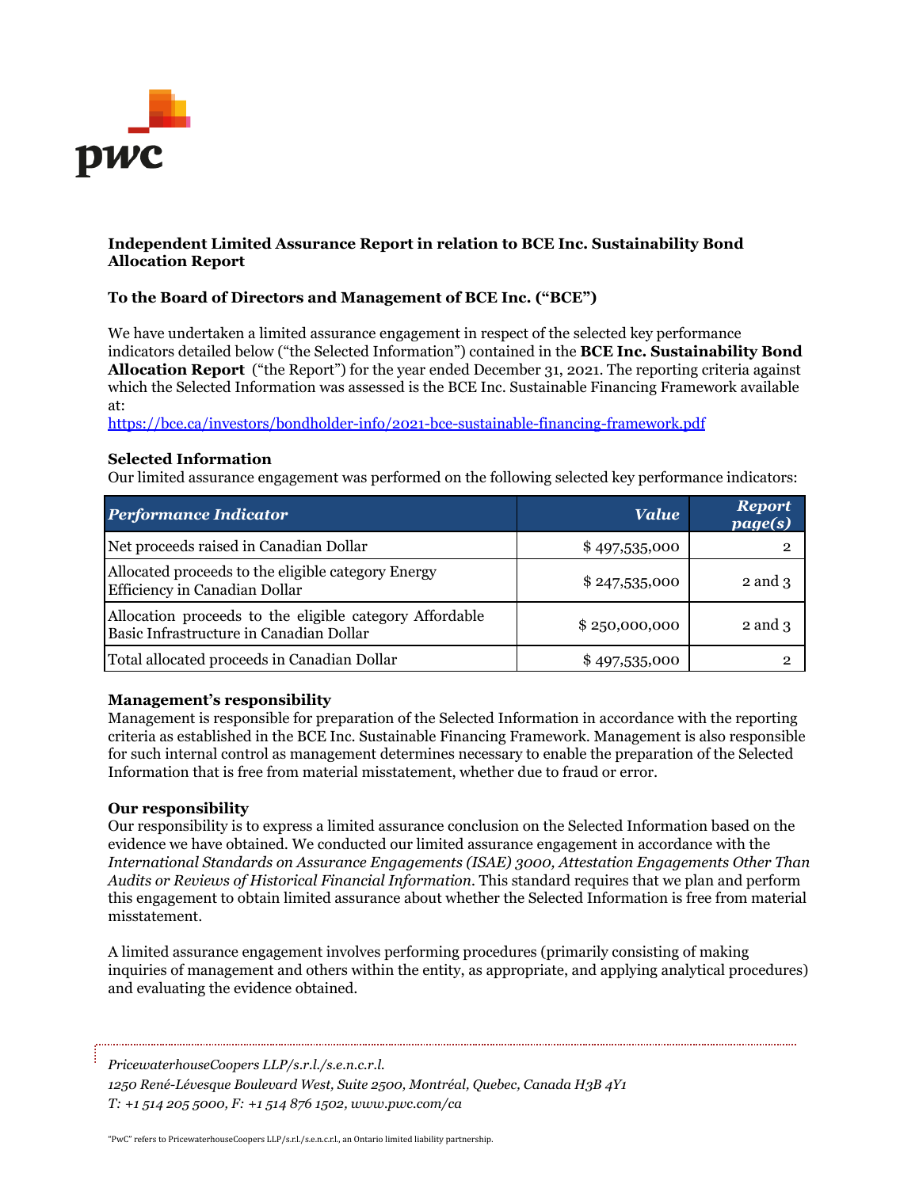**Independent Limited Assurance Report in relation to BCE Inc. Sustainability Bond Allocation Report**

**To the Board of Directors and Management of BCE Inc. ("BCE")**

We have undertaken a limited assurance engagement in respect of the selected key performance indicators detailed below ("the Selected Information") contained in the **BCE Inc. Sustainability Bond Allocation Report** ("the Report") for the year ended December 31, 2021. The reporting criteria against which the Selected Information was assessed is the BCE Inc. Sustainable Financing Framework available at:
https://bce.ca/investors/bondholder-info/2021-bce-sustainable-financing-framework.pdf

**Selected Information**
Our limited assurance engagement was performed on the following selected key performance indicators:

| *Performance Indicator* | *Value* | *Report page(s)* |
|---|---|---|
| Net proceeds raised in Canadian Dollar | $ 497,535,000 | 2 |
| Allocated proceeds to the eligible category Energy Efficiency in Canadian Dollar | $ 247,535,000 | 2 and 3 |
| Allocation proceeds to the eligible category Affordable Basic Infrastructure in Canadian Dollar | $ 250,000,000 | 2 and 3 |
| Total allocated proceeds in Canadian Dollar | $ 497,535,000 | 2 |

**Management's responsibility**
Management is responsible for preparation of the Selected Information in accordance with the reporting criteria as established in the BCE Inc. Sustainable Financing Framework. Management is also responsible for such internal control as management determines necessary to enable the preparation of the Selected Information that is free from material misstatement, whether due to fraud or error.

**Our responsibility**
Our responsibility is to express a limited assurance conclusion on the Selected Information based on the evidence we have obtained. We conducted our limited assurance engagement in accordance with the *International Standards on Assurance Engagements (ISAE) 3000, Attestation Engagements Other Than Audits or Reviews of Historical Financial Information*. This standard requires that we plan and perform this engagement to obtain limited assurance about whether the Selected Information is free from material misstatement.

A limited assurance engagement involves performing procedures (primarily consisting of making inquiries of management and others within the entity, as appropriate, and applying analytical procedures) and evaluating the evidence obtained.

*PricewaterhouseCoopers LLP/s.r.l./s.e.n.c.r.l.*
*1250 René-Lévesque Boulevard West, Suite 2500, Montréal, Quebec, Canada H3B 4Y1*
*T: +1 514 205 5000, F: +1 514 876 1502, www.pwc.com/ca*

"PwC" refers to PricewaterhouseCoopers LLP/s.r.l./s.e.n.c.r.l., an Ontario limited liability partnership.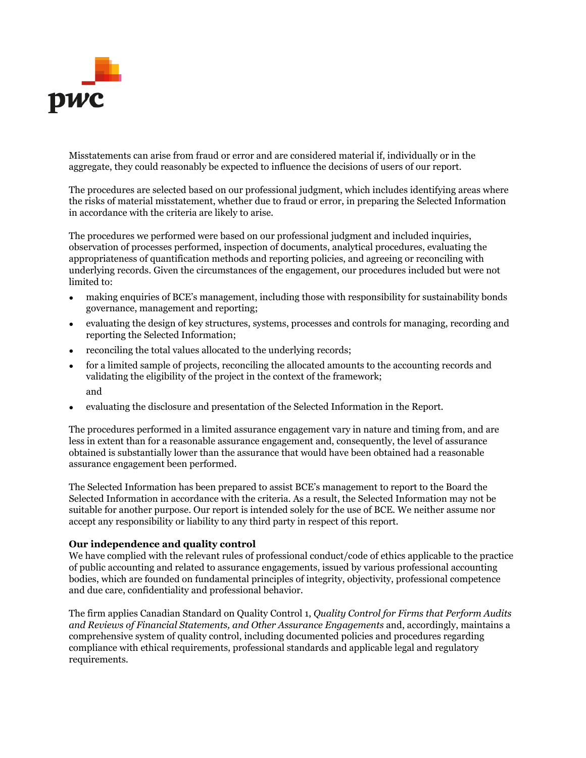Misstatements can arise from fraud or error and are considered material if, individually or in the aggregate, they could reasonably be expected to influence the decisions of users of our report.

The procedures are selected based on our professional judgment, which includes identifying areas where the risks of material misstatement, whether due to fraud or error, in preparing the Selected Information in accordance with the criteria are likely to arise.

The procedures we performed were based on our professional judgment and included inquiries, observation of processes performed, inspection of documents, analytical procedures, evaluating the appropriateness of quantification methods and reporting policies, and agreeing or reconciling with underlying records. Given the circumstances of the engagement, our procedures included but were not limited to:

- making enquiries of BCE's management, including those with responsibility for sustainability bonds governance, management and reporting;
- evaluating the design of key structures, systems, processes and controls for managing, recording and reporting the Selected Information;
- reconciling the total values allocated to the underlying records;
- for a limited sample of projects, reconciling the allocated amounts to the accounting records and validating the eligibility of the project in the context of the framework;

  and
- evaluating the disclosure and presentation of the Selected Information in the Report.

The procedures performed in a limited assurance engagement vary in nature and timing from, and are less in extent than for a reasonable assurance engagement and, consequently, the level of assurance obtained is substantially lower than the assurance that would have been obtained had a reasonable assurance engagement been performed.

The Selected Information has been prepared to assist BCE's management to report to the Board the Selected Information in accordance with the criteria. As a result, the Selected Information may not be suitable for another purpose. Our report is intended solely for the use of BCE. We neither assume nor accept any responsibility or liability to any third party in respect of this report.

**Our independence and quality control**

We have complied with the relevant rules of professional conduct/code of ethics applicable to the practice of public accounting and related to assurance engagements, issued by various professional accounting bodies, which are founded on fundamental principles of integrity, objectivity, professional competence and due care, confidentiality and professional behavior.

The firm applies Canadian Standard on Quality Control 1, *Quality Control for Firms that Perform Audits and Reviews of Financial Statements, and Other Assurance Engagements* and, accordingly, maintains a comprehensive system of quality control, including documented policies and procedures regarding compliance with ethical requirements, professional standards and applicable legal and regulatory requirements.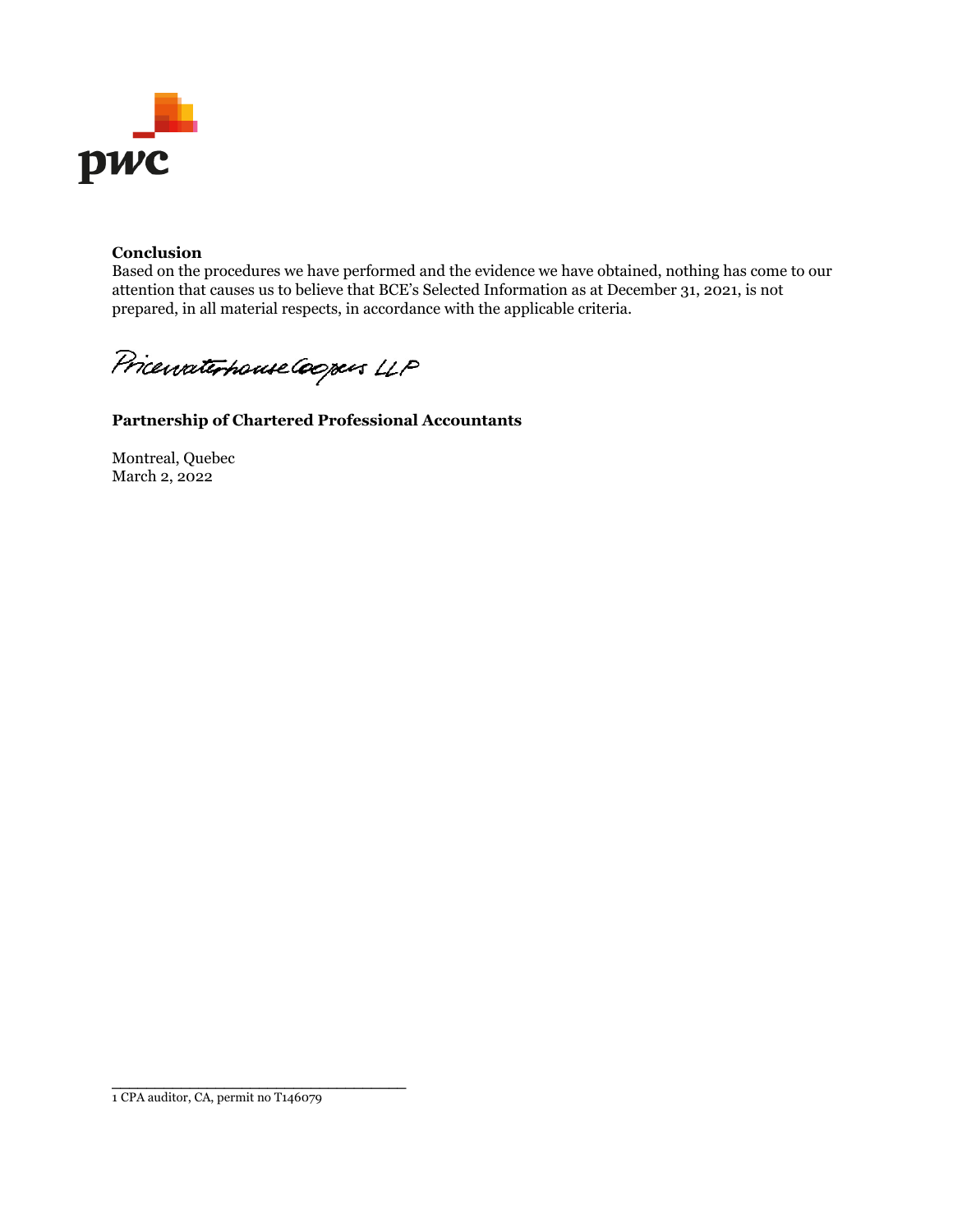**Conclusion**

Based on the procedures we have performed and the evidence we have obtained, nothing has come to our attention that causes us to believe that BCE's Selected Information as at December 31, 2021, is not prepared, in all material respects, in accordance with the applicable criteria.

PricewaterhouseCoopers LLP

**Partnership of Chartered Professional Accountants**

Montreal, Quebec
March 2, 2022

---

1 CPA auditor, CA, permit no T146079